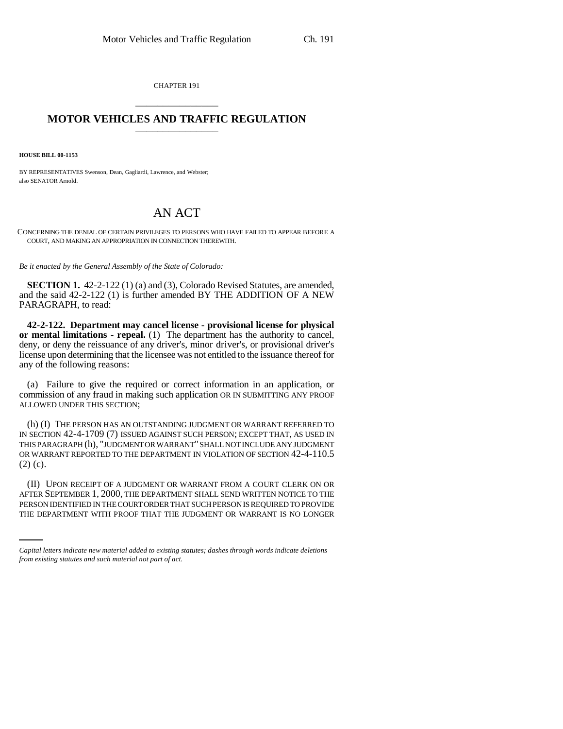CHAPTER 191

# MOTOR VEHICLES AND TRAFFIC REGULATION

**HOUSE BILL 00-1153**

BY REPRESENTATIVES Swenson, Dean, Gagliardi, Lawrence, and Webster;
also SENATOR Arnold.

# AN ACT

CONCERNING THE DENIAL OF CERTAIN PRIVILEGES TO PERSONS WHO HAVE FAILED TO APPEAR BEFORE A COURT, AND MAKING AN APPROPRIATION IN CONNECTION THEREWITH.

*Be it enacted by the General Assembly of the State of Colorado:*

**SECTION 1.** 42-2-122 (1) (a) and (3), Colorado Revised Statutes, are amended, and the said 42-2-122 (1) is further amended BY THE ADDITION OF A NEW PARAGRAPH, to read:

**42-2-122. Department may cancel license - provisional license for physical or mental limitations - repeal.** (1) The department has the authority to cancel, deny, or deny the reissuance of any driver's, minor driver's, or provisional driver's license upon determining that the licensee was not entitled to the issuance thereof for any of the following reasons:

(a) Failure to give the required or correct information in an application, or commission of any fraud in making such application OR IN SUBMITTING ANY PROOF ALLOWED UNDER THIS SECTION;

(h) (I) THE PERSON HAS AN OUTSTANDING JUDGMENT OR WARRANT REFERRED TO IN SECTION 42-4-1709 (7) ISSUED AGAINST SUCH PERSON; EXCEPT THAT, AS USED IN THIS PARAGRAPH (h), "JUDGMENT OR WARRANT" SHALL NOT INCLUDE ANY JUDGMENT OR WARRANT REPORTED TO THE DEPARTMENT IN VIOLATION OF SECTION 42-4-110.5 (2) (c).

(II) UPON RECEIPT OF A JUDGMENT OR WARRANT FROM A COURT CLERK ON OR AFTER SEPTEMBER 1, 2000, THE DEPARTMENT SHALL SEND WRITTEN NOTICE TO THE PERSON IDENTIFIED IN THE COURT ORDER THAT SUCH PERSON IS REQUIRED TO PROVIDE THE DEPARTMENT WITH PROOF THAT THE JUDGMENT OR WARRANT IS NO LONGER

*Capital letters indicate new material added to existing statutes; dashes through words indicate deletions from existing statutes and such material not part of act.*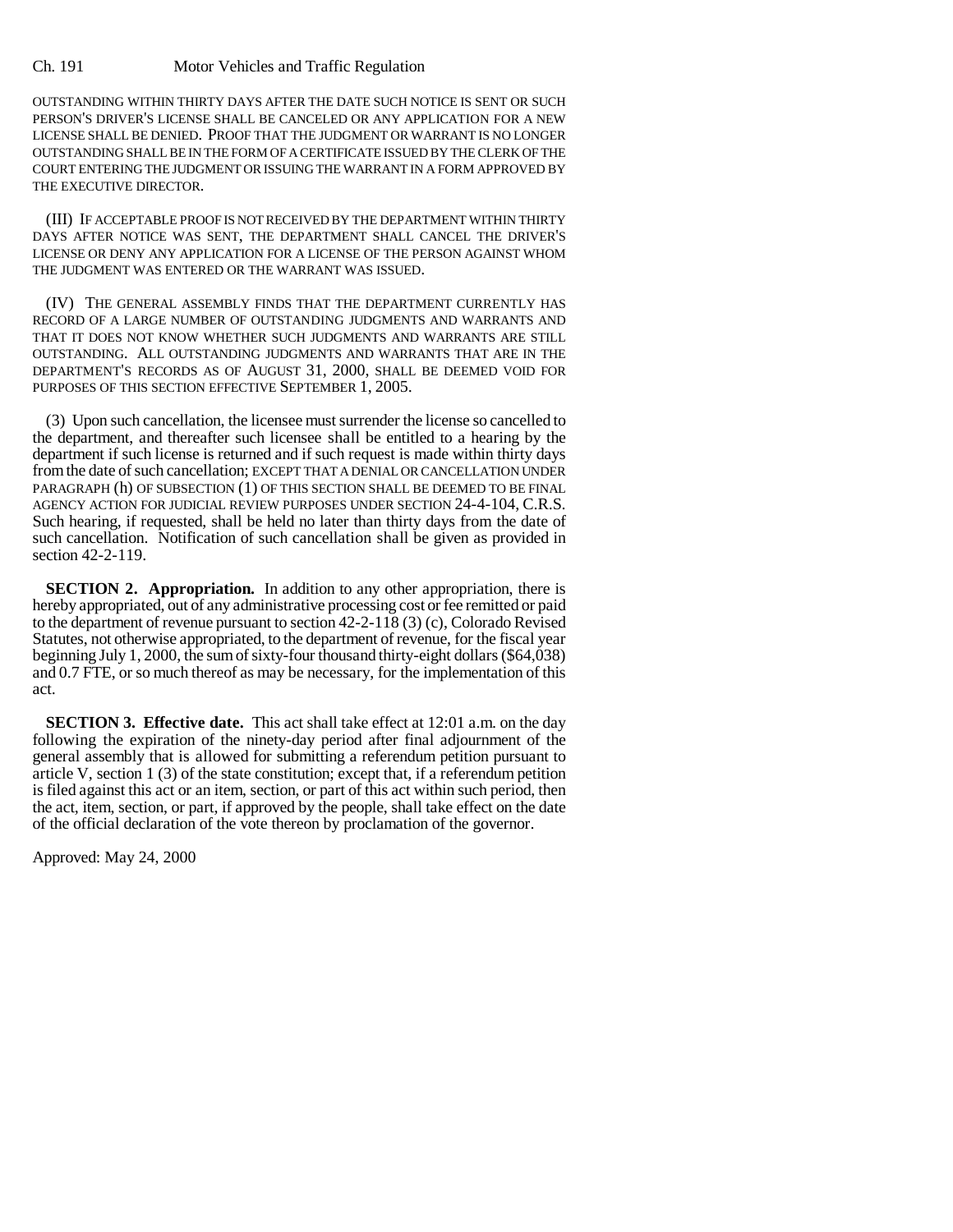OUTSTANDING WITHIN THIRTY DAYS AFTER THE DATE SUCH NOTICE IS SENT OR SUCH PERSON'S DRIVER'S LICENSE SHALL BE CANCELED OR ANY APPLICATION FOR A NEW LICENSE SHALL BE DENIED. PROOF THAT THE JUDGMENT OR WARRANT IS NO LONGER OUTSTANDING SHALL BE IN THE FORM OF A CERTIFICATE ISSUED BY THE CLERK OF THE COURT ENTERING THE JUDGMENT OR ISSUING THE WARRANT IN A FORM APPROVED BY THE EXECUTIVE DIRECTOR.

(III) IF ACCEPTABLE PROOF IS NOT RECEIVED BY THE DEPARTMENT WITHIN THIRTY DAYS AFTER NOTICE WAS SENT, THE DEPARTMENT SHALL CANCEL THE DRIVER'S LICENSE OR DENY ANY APPLICATION FOR A LICENSE OF THE PERSON AGAINST WHOM THE JUDGMENT WAS ENTERED OR THE WARRANT WAS ISSUED.

(IV) THE GENERAL ASSEMBLY FINDS THAT THE DEPARTMENT CURRENTLY HAS RECORD OF A LARGE NUMBER OF OUTSTANDING JUDGMENTS AND WARRANTS AND THAT IT DOES NOT KNOW WHETHER SUCH JUDGMENTS AND WARRANTS ARE STILL OUTSTANDING. ALL OUTSTANDING JUDGMENTS AND WARRANTS THAT ARE IN THE DEPARTMENT'S RECORDS AS OF AUGUST 31, 2000, SHALL BE DEEMED VOID FOR PURPOSES OF THIS SECTION EFFECTIVE SEPTEMBER 1, 2005.

(3) Upon such cancellation, the licensee must surrender the license so cancelled to the department, and thereafter such licensee shall be entitled to a hearing by the department if such license is returned and if such request is made within thirty days from the date of such cancellation; EXCEPT THAT A DENIAL OR CANCELLATION UNDER PARAGRAPH (h) OF SUBSECTION (1) OF THIS SECTION SHALL BE DEEMED TO BE FINAL AGENCY ACTION FOR JUDICIAL REVIEW PURPOSES UNDER SECTION 24-4-104, C.R.S. Such hearing, if requested, shall be held no later than thirty days from the date of such cancellation. Notification of such cancellation shall be given as provided in section 42-2-119.

**SECTION 2. Appropriation.** In addition to any other appropriation, there is hereby appropriated, out of any administrative processing cost or fee remitted or paid to the department of revenue pursuant to section 42-2-118 (3) (c), Colorado Revised Statutes, not otherwise appropriated, to the department of revenue, for the fiscal year beginning July 1, 2000, the sum of sixty-four thousand thirty-eight dollars ($64,038) and 0.7 FTE, or so much thereof as may be necessary, for the implementation of this act.

**SECTION 3. Effective date.** This act shall take effect at 12:01 a.m. on the day following the expiration of the ninety-day period after final adjournment of the general assembly that is allowed for submitting a referendum petition pursuant to article V, section 1 (3) of the state constitution; except that, if a referendum petition is filed against this act or an item, section, or part of this act within such period, then the act, item, section, or part, if approved by the people, shall take effect on the date of the official declaration of the vote thereon by proclamation of the governor.

Approved: May 24, 2000